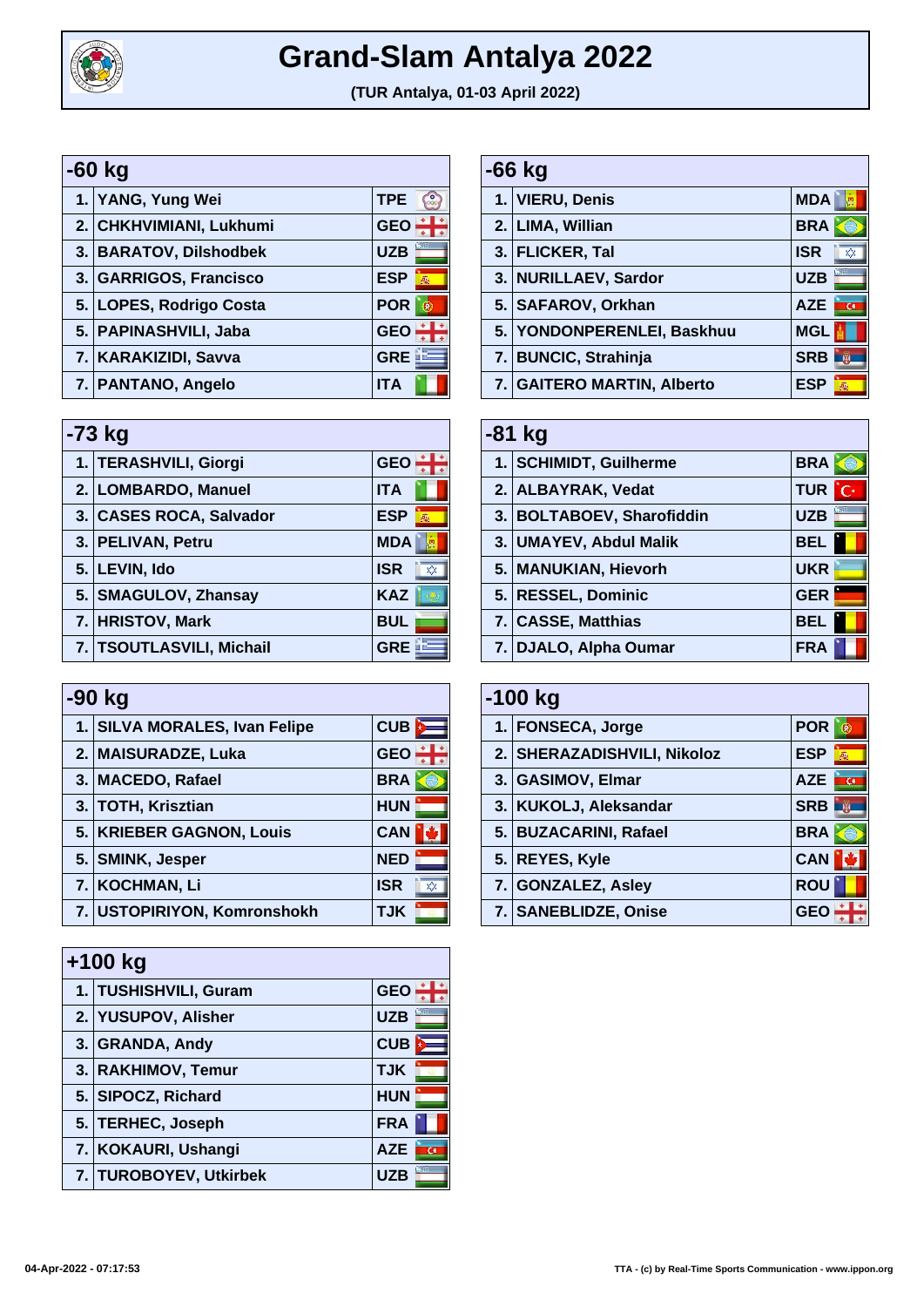# Grand-Slam Antalya 2022

**(TUR Antalya, 01-03 April 2022)**

## -60 kg

| | | |
|---|---|---|
| 1. | YANG, Yung Wei | TPE |
| 2. | CHKHVIMIANI, Lukhumi | GEO |
| 3. | BARATOV, Dilshodbek | UZB |
| 3. | GARRIGOS, Francisco | ESP |
| 5. | LOPES, Rodrigo Costa | POR |
| 5. | PAPINASHVILI, Jaba | GEO |
| 7. | KARAKIZIDI, Savva | GRE |
| 7. | PANTANO, Angelo | ITA |

## -66 kg

| | | |
|---|---|---|
| 1. | VIERU, Denis | MDA |
| 2. | LIMA, Willian | BRA |
| 3. | FLICKER, Tal | ISR |
| 3. | NURILLAEV, Sardor | UZB |
| 5. | SAFAROV, Orkhan | AZE |
| 5. | YONDONPERENLEI, Baskhuu | MGL |
| 7. | BUNCIC, Strahinja | SRB |
| 7. | GAITERO MARTIN, Alberto | ESP |

## -73 kg

| | | |
|---|---|---|
| 1. | TERASHVILI, Giorgi | GEO |
| 2. | LOMBARDO, Manuel | ITA |
| 3. | CASES ROCA, Salvador | ESP |
| 3. | PELIVAN, Petru | MDA |
| 5. | LEVIN, Ido | ISR |
| 5. | SMAGULOV, Zhansay | KAZ |
| 7. | HRISTOV, Mark | BUL |
| 7. | TSOUTLASVILI, Michail | GRE |

## -81 kg

| | | |
|---|---|---|
| 1. | SCHIMIDT, Guilherme | BRA |
| 2. | ALBAYRAK, Vedat | TUR |
| 3. | BOLTABOEV, Sharofiddin | UZB |
| 3. | UMAYEV, Abdul Malik | BEL |
| 5. | MANUKIAN, Hievorh | UKR |
| 5. | RESSEL, Dominic | GER |
| 7. | CASSE, Matthias | BEL |
| 7. | DJALO, Alpha Oumar | FRA |

## -90 kg

| | | |
|---|---|---|
| 1. | SILVA MORALES, Ivan Felipe | CUB |
| 2. | MAISURADZE, Luka | GEO |
| 3. | MACEDO, Rafael | BRA |
| 3. | TOTH, Krisztian | HUN |
| 5. | KRIEBER GAGNON, Louis | CAN |
| 5. | SMINK, Jesper | NED |
| 7. | KOCHMAN, Li | ISR |
| 7. | USTOPIRIYON, Komronshokh | TJK |

## -100 kg

| | | |
|---|---|---|
| 1. | FONSECA, Jorge | POR |
| 2. | SHERAZADISHVILI, Nikoloz | ESP |
| 3. | GASIMOV, Elmar | AZE |
| 3. | KUKOLJ, Aleksandar | SRB |
| 5. | BUZACARINI, Rafael | BRA |
| 5. | REYES, Kyle | CAN |
| 7. | GONZALEZ, Asley | ROU |
| 7. | SANEBLIDZE, Onise | GEO |

## +100 kg

| | | |
|---|---|---|
| 1. | TUSHISHVILI, Guram | GEO |
| 2. | YUSUPOV, Alisher | UZB |
| 3. | GRANDA, Andy | CUB |
| 3. | RAKHIMOV, Temur | TJK |
| 5. | SIPOCZ, Richard | HUN |
| 5. | TERHEC, Joseph | FRA |
| 7. | KOKAURI, Ushangi | AZE |
| 7. | TUROBOYEV, Utkirbek | UZB |

04-Apr-2022 - 07:17:53

TTA - (c) by Real-Time Sports Communication - www.ippon.org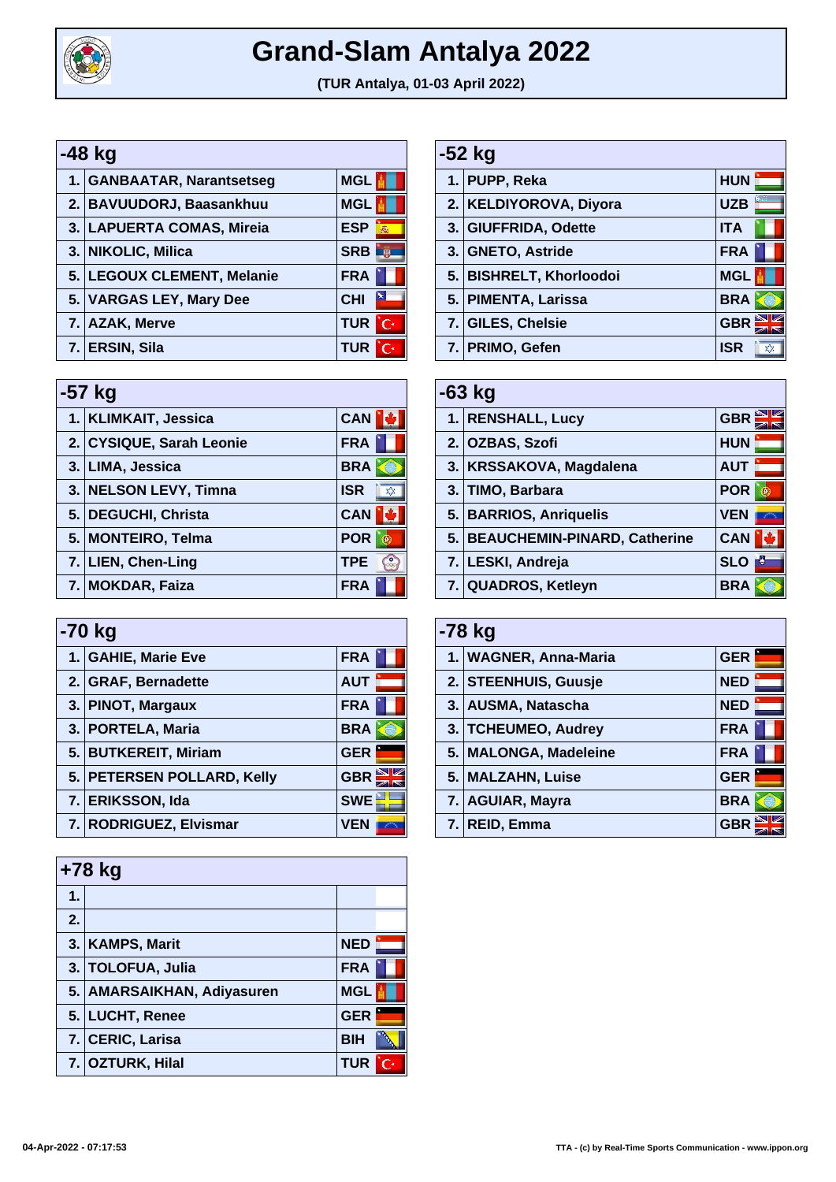# Grand-Slam Antalya 2022

**(TUR Antalya, 01-03 April 2022)**

## -48 kg

| | | |
|---|---|---|
| 1. | GANBAATAR, Narantsetseg | MGL |
| 2. | BAVUUDORJ, Baasankhuu | MGL |
| 3. | LAPUERTA COMAS, Mireia | ESP |
| 3. | NIKOLIC, Milica | SRB |
| 5. | LEGOUX CLEMENT, Melanie | FRA |
| 5. | VARGAS LEY, Mary Dee | CHI |
| 7. | AZAK, Merve | TUR |
| 7. | ERSIN, Sila | TUR |

## -52 kg

| | | |
|---|---|---|
| 1. | PUPP, Reka | HUN |
| 2. | KELDIYOROVA, Diyora | UZB |
| 3. | GIUFFRIDA, Odette | ITA |
| 3. | GNETO, Astride | FRA |
| 5. | BISHRELT, Khorloodoi | MGL |
| 5. | PIMENTA, Larissa | BRA |
| 7. | GILES, Chelsie | GBR |
| 7. | PRIMO, Gefen | ISR |

## -57 kg

| | | |
|---|---|---|
| 1. | KLIMKAIT, Jessica | CAN |
| 2. | CYSIQUE, Sarah Leonie | FRA |
| 3. | LIMA, Jessica | BRA |
| 3. | NELSON LEVY, Timna | ISR |
| 5. | DEGUCHI, Christa | CAN |
| 5. | MONTEIRO, Telma | POR |
| 7. | LIEN, Chen-Ling | TPE |
| 7. | MOKDAR, Faiza | FRA |

## -63 kg

| | | |
|---|---|---|
| 1. | RENSHALL, Lucy | GBR |
| 2. | OZBAS, Szofi | HUN |
| 3. | KRSSAKOVA, Magdalena | AUT |
| 3. | TIMO, Barbara | POR |
| 5. | BARRIOS, Anriquelis | VEN |
| 5. | BEAUCHEMIN-PINARD, Catherine | CAN |
| 7. | LESKI, Andreja | SLO |
| 7. | QUADROS, Ketleyn | BRA |

## -70 kg

| | | |
|---|---|---|
| 1. | GAHIE, Marie Eve | FRA |
| 2. | GRAF, Bernadette | AUT |
| 3. | PINOT, Margaux | FRA |
| 3. | PORTELA, Maria | BRA |
| 5. | BUTKEREIT, Miriam | GER |
| 5. | PETERSEN POLLARD, Kelly | GBR |
| 7. | ERIKSSON, Ida | SWE |
| 7. | RODRIGUEZ, Elvismar | VEN |

## -78 kg

| | | |
|---|---|---|
| 1. | WAGNER, Anna-Maria | GER |
| 2. | STEENHUIS, Guusje | NED |
| 3. | AUSMA, Natascha | NED |
| 3. | TCHEUMEO, Audrey | FRA |
| 5. | MALONGA, Madeleine | FRA |
| 5. | MALZAHN, Luise | GER |
| 7. | AGUIAR, Mayra | BRA |
| 7. | REID, Emma | GBR |

## +78 kg

| | | |
|---|---|---|
| 1. | | |
| 2. | | |
| 3. | KAMPS, Marit | NED |
| 3. | TOLOFUA, Julia | FRA |
| 5. | AMARSAIKHAN, Adiyasuren | MGL |
| 5. | LUCHT, Renee | GER |
| 7. | CERIC, Larisa | BIH |
| 7. | OZTURK, Hilal | TUR |